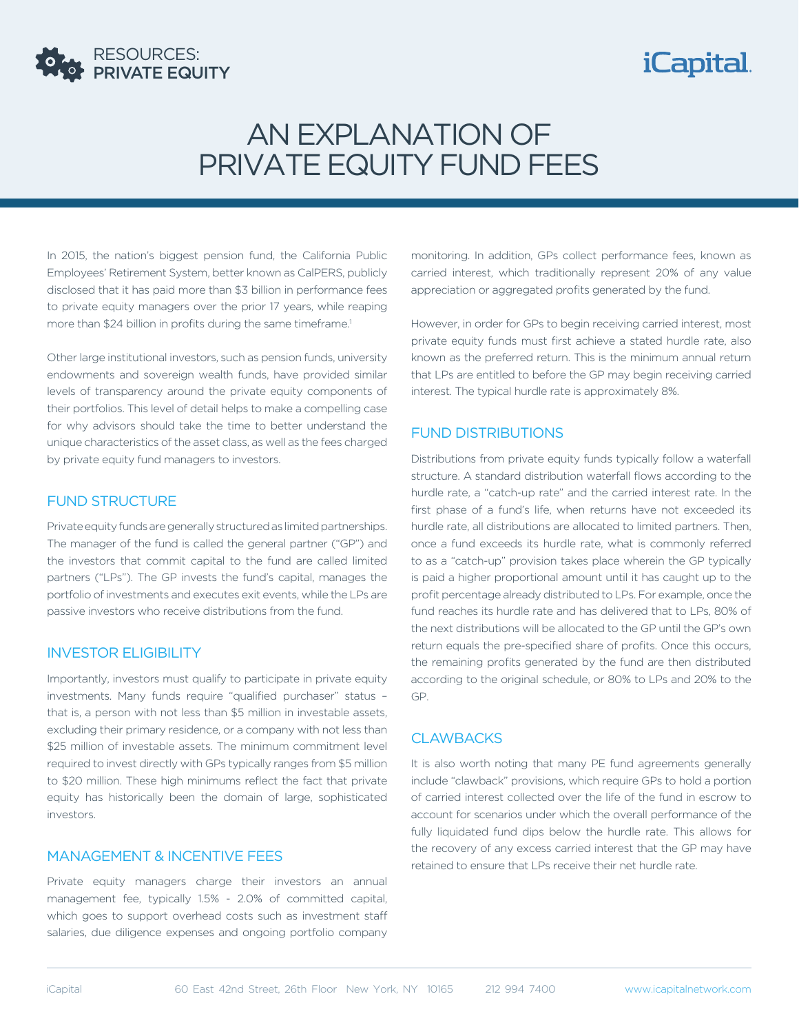# AN EXPLANATION OF PRIVATE EQUITY FUND FEES

In 2015, the nation's biggest pension fund, the California Public Employees' Retirement System, better known as CalPERS, publicly disclosed that it has paid more than $3 billion in performance fees to private equity managers over the prior 17 years, while reaping more than $24 billion in profits during the same timeframe.[1]

Other large institutional investors, such as pension funds, university endowments and sovereign wealth funds, have provided similar levels of transparency around the private equity components of their portfolios. This level of detail helps to make a compelling case for why advisors should take the time to better understand the unique characteristics of the asset class, as well as the fees charged by private equity fund managers to investors.

## FUND STRUCTURE

Private equity funds are generally structured as limited partnerships. The manager of the fund is called the general partner ("GP") and the investors that commit capital to the fund are called limited partners ("LPs"). The GP invests the fund's capital, manages the portfolio of investments and executes exit events, while the LPs are passive investors who receive distributions from the fund.

## INVESTOR ELIGIBILITY

Importantly, investors must qualify to participate in private equity investments. Many funds require "qualified purchaser" status – that is, a person with not less than $5 million in investable assets, excluding their primary residence, or a company with not less than $25 million of investable assets. The minimum commitment level required to invest directly with GPs typically ranges from $5 million to $20 million. These high minimums reflect the fact that private equity has historically been the domain of large, sophisticated investors.

## MANAGEMENT & INCENTIVE FEES

Private equity managers charge their investors an annual management fee, typically 1.5% - 2.0% of committed capital, which goes to support overhead costs such as investment staff salaries, due diligence expenses and ongoing portfolio company monitoring. In addition, GPs collect performance fees, known as carried interest, which traditionally represent 20% of any value appreciation or aggregated profits generated by the fund.

However, in order for GPs to begin receiving carried interest, most private equity funds must first achieve a stated hurdle rate, also known as the preferred return. This is the minimum annual return that LPs are entitled to before the GP may begin receiving carried interest. The typical hurdle rate is approximately 8%.

## FUND DISTRIBUTIONS

Distributions from private equity funds typically follow a waterfall structure. A standard distribution waterfall flows according to the hurdle rate, a "catch-up rate" and the carried interest rate. In the first phase of a fund's life, when returns have not exceeded its hurdle rate, all distributions are allocated to limited partners. Then, once a fund exceeds its hurdle rate, what is commonly referred to as a "catch-up" provision takes place wherein the GP typically is paid a higher proportional amount until it has caught up to the profit percentage already distributed to LPs. For example, once the fund reaches its hurdle rate and has delivered that to LPs, 80% of the next distributions will be allocated to the GP until the GP's own return equals the pre-specified share of profits. Once this occurs, the remaining profits generated by the fund are then distributed according to the original schedule, or 80% to LPs and 20% to the GP.

## CLAWBACKS

It is also worth noting that many PE fund agreements generally include "clawback" provisions, which require GPs to hold a portion of carried interest collected over the life of the fund in escrow to account for scenarios under which the overall performance of the fully liquidated fund dips below the hurdle rate. This allows for the recovery of any excess carried interest that the GP may have retained to ensure that LPs receive their net hurdle rate.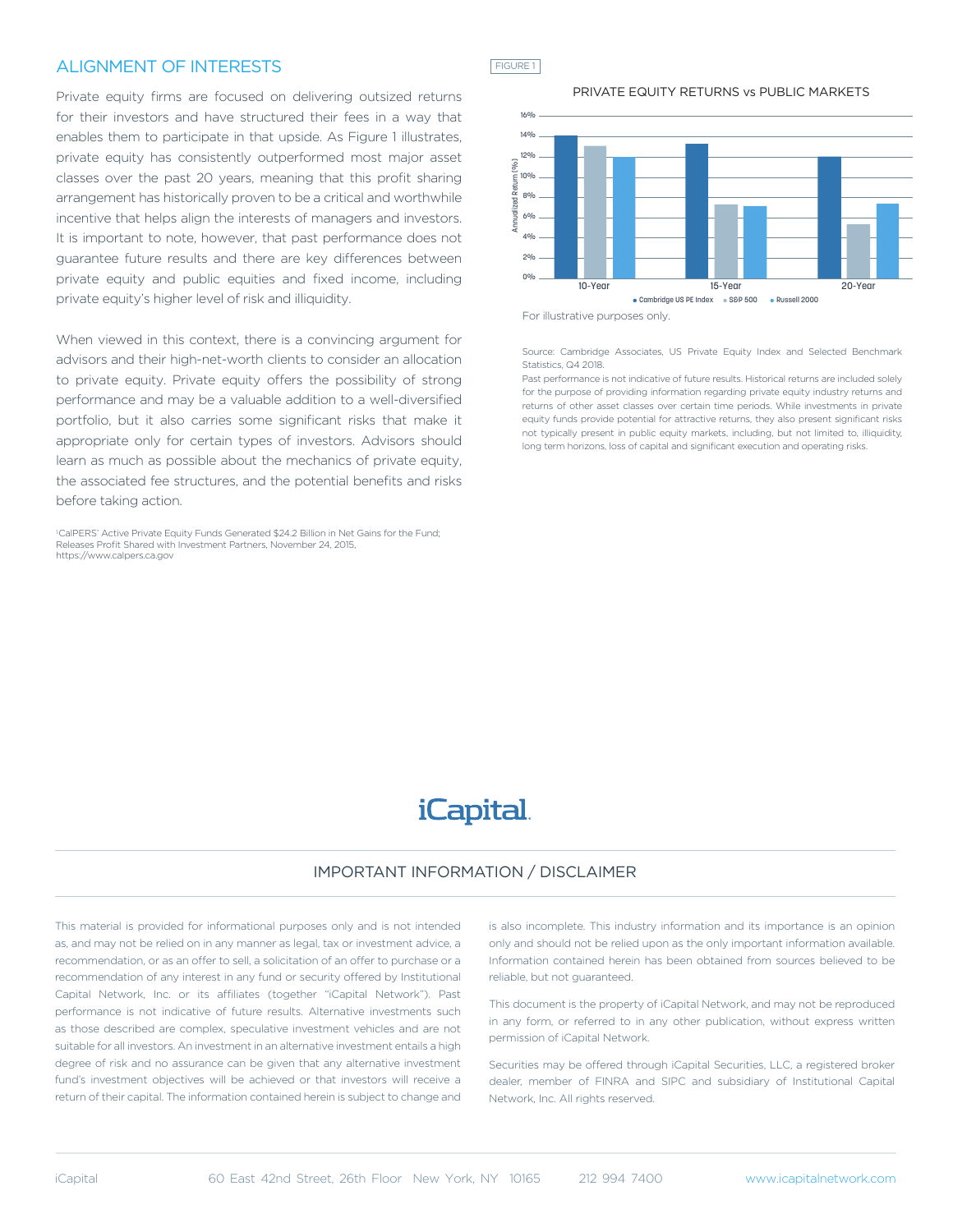## ALIGNMENT OF INTERESTS

Private equity firms are focused on delivering outsized returns for their investors and have structured their fees in a way that enables them to participate in that upside. As Figure 1 illustrates, private equity has consistently outperformed most major asset classes over the past 20 years, meaning that this profit sharing arrangement has historically proven to be a critical and worthwhile incentive that helps align the interests of managers and investors. It is important to note, however, that past performance does not guarantee future results and there are key differences between private equity and public equities and fixed income, including private equity's higher level of risk and illiquidity.

When viewed in this context, there is a convincing argument for advisors and their high-net-worth clients to consider an allocation to private equity. Private equity offers the possibility of strong performance and may be a valuable addition to a well-diversified portfolio, but it also carries some significant risks that make it appropriate only for certain types of investors. Advisors should learn as much as possible about the mechanics of private equity, the associated fee structures, and the potential benefits and risks before taking action.

[1] CalPERS' Active Private Equity Funds Generated $24.2 Billion in Net Gains for the Fund; Releases Profit Shared with Investment Partners, November 24, 2015, https://www.calpers.ca.gov

FIGURE 1

PRIVATE EQUITY RETURNS vs PUBLIC MARKETS

Annualized Return (%)

16%
14%
12%
10%
8%
6%
4%
2%
0%

10-Year
15-Year
20-Year

Cambridge US PE Index
S&P 500
Russell 2000

For illustrative purposes only.

Source: Cambridge Associates, US Private Equity Index and Selected Benchmark Statistics, Q4 2018.

Past performance is not indicative of future results. Historical returns are included solely for the purpose of providing information regarding private equity industry returns and returns of other asset classes over certain time periods. While investments in private equity funds provide potential for attractive returns, they also present significant risks not typically present in public equity markets, including, but not limited to, illiquidity, long term horizons, loss of capital and significant execution and operating risks.

iCapital.

## IMPORTANT INFORMATION / DISCLAIMER

This material is provided for informational purposes only and is not intended as, and may not be relied on in any manner as legal, tax or investment advice, a recommendation, or as an offer to sell, a solicitation of an offer to purchase or a recommendation of any interest in any fund or security offered by Institutional Capital Network, Inc. or its affiliates (together "iCapital Network"). Past performance is not indicative of future results. Alternative investments such as those described are complex, speculative investment vehicles and are not suitable for all investors. An investment in an alternative investment entails a high degree of risk and no assurance can be given that any alternative investment fund's investment objectives will be achieved or that investors will receive a return of their capital. The information contained herein is subject to change and is also incomplete. This industry information and its importance is an opinion only and should not be relied upon as the only important information available. Information contained herein has been obtained from sources believed to be reliable, but not guaranteed.

This document is the property of iCapital Network, and may not be reproduced in any form, or referred to in any other publication, without express written permission of iCapital Network.

Securities may be offered through iCapital Securities, LLC, a registered broker dealer, member of FINRA and SIPC and subsidiary of Institutional Capital Network, Inc. All rights reserved.

iCapital 60 East 42nd Street, 26th Floor New York, NY 10165 212 994 7400 www.icapitalnetwork.com